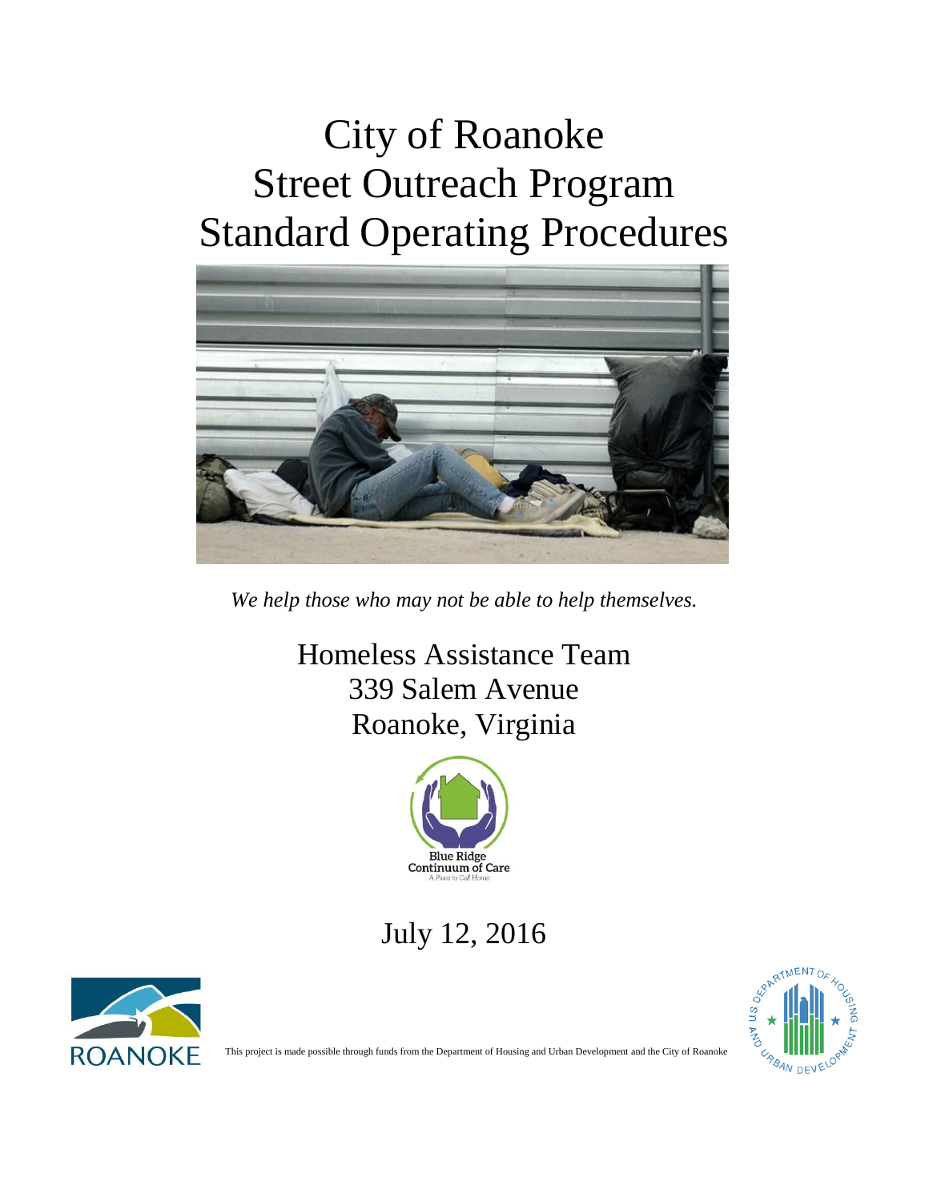# City of Roanoke Street Outreach Program Standard Operating Procedures

*We help those who may not be able to help themselves.*

Homeless Assistance Team
339 Salem Avenue
Roanoke, Virginia

Blue Ridge
Continuum of Care
A Place to Call Home

July 12, 2016

ROANOKE

This project is made possible through funds from the Department of Housing and Urban Development and the City of Roanoke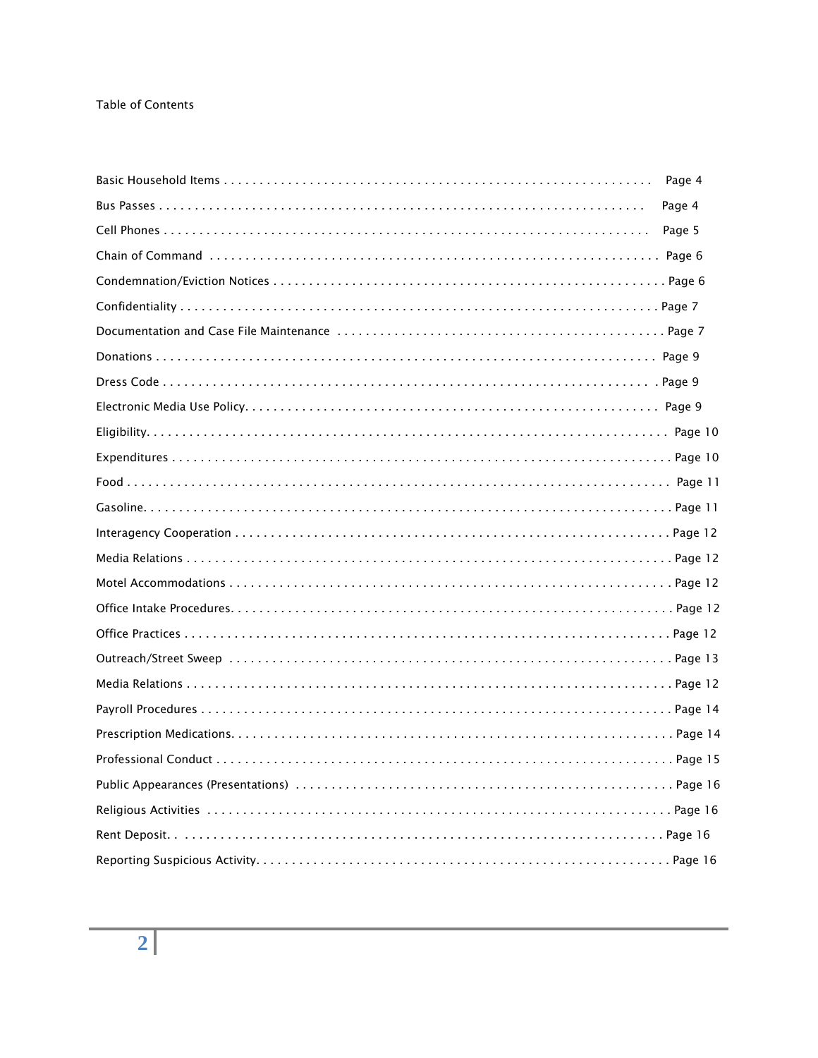Table of Contents

Basic Household Items . . . . . . . . . . . . . . . . . . . . . . . . . . . . . . . . . . . . . . . . . . . . . . . . . . . . . . . . . . . Page 4

Bus Passes . . . . . . . . . . . . . . . . . . . . . . . . . . . . . . . . . . . . . . . . . . . . . . . . . . . . . . . . . . . . . . . . . . Page 4

Cell Phones . . . . . . . . . . . . . . . . . . . . . . . . . . . . . . . . . . . . . . . . . . . . . . . . . . . . . . . . . . . . . . . . . Page 5

Chain of Command . . . . . . . . . . . . . . . . . . . . . . . . . . . . . . . . . . . . . . . . . . . . . . . . . . . . . . . . . . . . Page 6

Condemnation/Eviction Notices . . . . . . . . . . . . . . . . . . . . . . . . . . . . . . . . . . . . . . . . . . . . . . . . . . . . Page 6

Confidentiality . . . . . . . . . . . . . . . . . . . . . . . . . . . . . . . . . . . . . . . . . . . . . . . . . . . . . . . . . . . . . . . . Page 7

Documentation and Case File Maintenance . . . . . . . . . . . . . . . . . . . . . . . . . . . . . . . . . . . . . . . . . . . Page 7

Donations . . . . . . . . . . . . . . . . . . . . . . . . . . . . . . . . . . . . . . . . . . . . . . . . . . . . . . . . . . . . . . . . . . . Page 9

Dress Code . . . . . . . . . . . . . . . . . . . . . . . . . . . . . . . . . . . . . . . . . . . . . . . . . . . . . . . . . . . . . . . . . . Page 9

Electronic Media Use Policy. . . . . . . . . . . . . . . . . . . . . . . . . . . . . . . . . . . . . . . . . . . . . . . . . . . . . . . Page 9

Eligibility. . . . . . . . . . . . . . . . . . . . . . . . . . . . . . . . . . . . . . . . . . . . . . . . . . . . . . . . . . . . . . . . . . . . . Page 10

Expenditures . . . . . . . . . . . . . . . . . . . . . . . . . . . . . . . . . . . . . . . . . . . . . . . . . . . . . . . . . . . . . . . . . . Page 10

Food . . . . . . . . . . . . . . . . . . . . . . . . . . . . . . . . . . . . . . . . . . . . . . . . . . . . . . . . . . . . . . . . . . . . . . . Page 11

Gasoline. . . . . . . . . . . . . . . . . . . . . . . . . . . . . . . . . . . . . . . . . . . . . . . . . . . . . . . . . . . . . . . . . . . . . Page 11

Interagency Cooperation . . . . . . . . . . . . . . . . . . . . . . . . . . . . . . . . . . . . . . . . . . . . . . . . . . . . . . . . . Page 12

Media Relations . . . . . . . . . . . . . . . . . . . . . . . . . . . . . . . . . . . . . . . . . . . . . . . . . . . . . . . . . . . . . . . Page 12

Motel Accommodations . . . . . . . . . . . . . . . . . . . . . . . . . . . . . . . . . . . . . . . . . . . . . . . . . . . . . . . . . . Page 12

Office Intake Procedures. . . . . . . . . . . . . . . . . . . . . . . . . . . . . . . . . . . . . . . . . . . . . . . . . . . . . . . . . Page 12

Office Practices . . . . . . . . . . . . . . . . . . . . . . . . . . . . . . . . . . . . . . . . . . . . . . . . . . . . . . . . . . . . . . . Page 12

Outreach/Street Sweep . . . . . . . . . . . . . . . . . . . . . . . . . . . . . . . . . . . . . . . . . . . . . . . . . . . . . . . . . . Page 13

Media Relations . . . . . . . . . . . . . . . . . . . . . . . . . . . . . . . . . . . . . . . . . . . . . . . . . . . . . . . . . . . . . . . Page 12

Payroll Procedures . . . . . . . . . . . . . . . . . . . . . . . . . . . . . . . . . . . . . . . . . . . . . . . . . . . . . . . . . . . . . Page 14

Prescription Medications. . . . . . . . . . . . . . . . . . . . . . . . . . . . . . . . . . . . . . . . . . . . . . . . . . . . . . . . . Page 14

Professional Conduct . . . . . . . . . . . . . . . . . . . . . . . . . . . . . . . . . . . . . . . . . . . . . . . . . . . . . . . . . . . Page 15

Public Appearances (Presentations) . . . . . . . . . . . . . . . . . . . . . . . . . . . . . . . . . . . . . . . . . . . . . . . . . Page 16

Religious Activities . . . . . . . . . . . . . . . . . . . . . . . . . . . . . . . . . . . . . . . . . . . . . . . . . . . . . . . . . . . . . Page 16

Rent Deposit. . . . . . . . . . . . . . . . . . . . . . . . . . . . . . . . . . . . . . . . . . . . . . . . . . . . . . . . . . . . . . . . . . Page 16

Reporting Suspicious Activity. . . . . . . . . . . . . . . . . . . . . . . . . . . . . . . . . . . . . . . . . . . . . . . . . . . . . . Page 16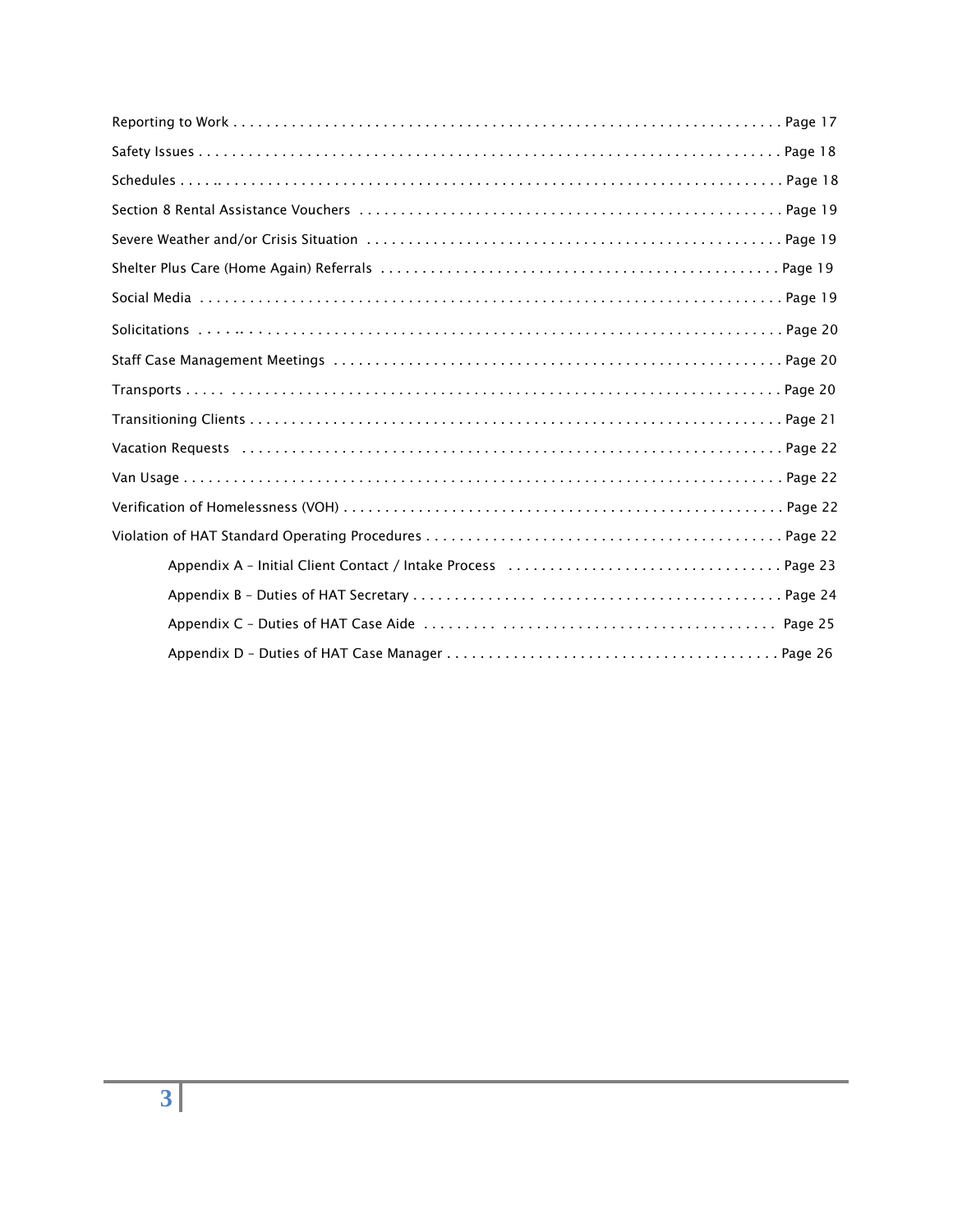Reporting to Work . . . . . . . . . . . . . . . . . . . . . . . . . . . . . . . . . . . . . . . . . . . . . . . . . . . . . . . . . . . . . . . . . . . . Page 17

Safety Issues . . . . . . . . . . . . . . . . . . . . . . . . . . . . . . . . . . . . . . . . . . . . . . . . . . . . . . . . . . . . . . . . . . . . . . . Page 18

Schedules . . . . . . . . . . . . . . . . . . . . . . . . . . . . . . . . . . . . . . . . . . . . . . . . . . . . . . . . . . . . . . . . . . . . . . . . . . Page 18

Section 8 Rental Assistance Vouchers . . . . . . . . . . . . . . . . . . . . . . . . . . . . . . . . . . . . . . . . . . . . . . . . . . . Page 19

Severe Weather and/or Crisis Situation . . . . . . . . . . . . . . . . . . . . . . . . . . . . . . . . . . . . . . . . . . . . . . . . . . Page 19

Shelter Plus Care (Home Again) Referrals . . . . . . . . . . . . . . . . . . . . . . . . . . . . . . . . . . . . . . . . . . . . . . . . Page 19

Social Media . . . . . . . . . . . . . . . . . . . . . . . . . . . . . . . . . . . . . . . . . . . . . . . . . . . . . . . . . . . . . . . . . . . . . . . Page 19

Solicitations . . . . . . . . . . . . . . . . . . . . . . . . . . . . . . . . . . . . . . . . . . . . . . . . . . . . . . . . . . . . . . . . . . . . . . . Page 20

Staff Case Management Meetings . . . . . . . . . . . . . . . . . . . . . . . . . . . . . . . . . . . . . . . . . . . . . . . . . . . . . . Page 20

Transports . . . . . . . . . . . . . . . . . . . . . . . . . . . . . . . . . . . . . . . . . . . . . . . . . . . . . . . . . . . . . . . . . . . . . . . . . Page 20

Transitioning Clients . . . . . . . . . . . . . . . . . . . . . . . . . . . . . . . . . . . . . . . . . . . . . . . . . . . . . . . . . . . . . . . . . Page 21

Vacation Requests . . . . . . . . . . . . . . . . . . . . . . . . . . . . . . . . . . . . . . . . . . . . . . . . . . . . . . . . . . . . . . . . . . . Page 22

Van Usage . . . . . . . . . . . . . . . . . . . . . . . . . . . . . . . . . . . . . . . . . . . . . . . . . . . . . . . . . . . . . . . . . . . . . . . . . Page 22

Verification of Homelessness (VOH) . . . . . . . . . . . . . . . . . . . . . . . . . . . . . . . . . . . . . . . . . . . . . . . . . . . . Page 22

Violation of HAT Standard Operating Procedures . . . . . . . . . . . . . . . . . . . . . . . . . . . . . . . . . . . . . . . . . . Page 22

Appendix A – Initial Client Contact / Intake Process . . . . . . . . . . . . . . . . . . . . . . . . . . . . . . . . Page 23

Appendix B – Duties of HAT Secretary . . . . . . . . . . . . . . . . . . . . . . . . . . . . . . . . . . . . . . . . . . . . Page 24

Appendix C – Duties of HAT Case Aide . . . . . . . . . . . . . . . . . . . . . . . . . . . . . . . . . . . . . . . . . . . Page 25

Appendix D – Duties of HAT Case Manager . . . . . . . . . . . . . . . . . . . . . . . . . . . . . . . . . . . . . . . Page 26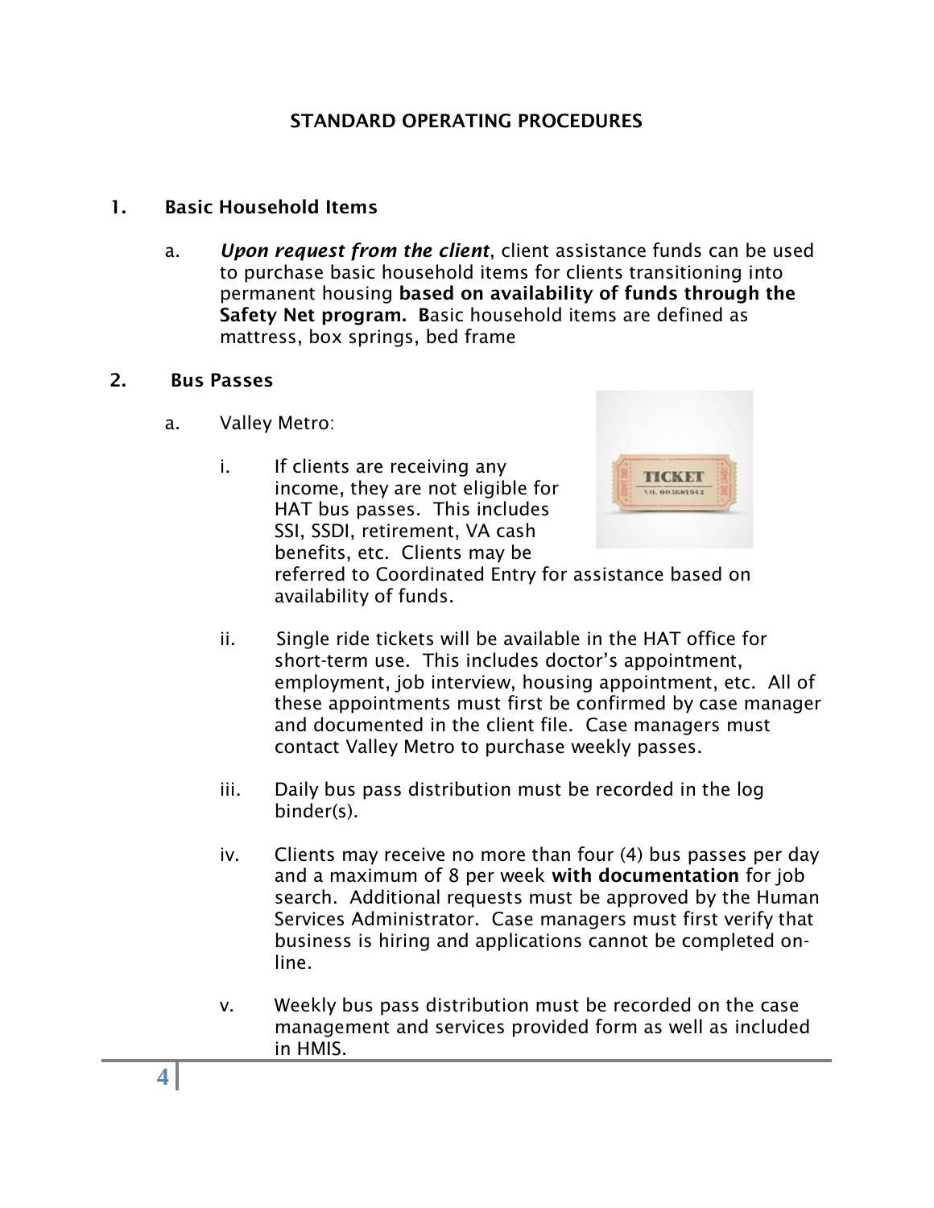# STANDARD OPERATING PROCEDURES

## 1. Basic Household Items

a. ***Upon request from the client***, client assistance funds can be used to purchase basic household items for clients transitioning into permanent housing **based on availability of funds through the Safety Net program. B**asic household items are defined as mattress, box springs, bed frame

## 2. Bus Passes

a. Valley Metro:

i. If clients are receiving any income, they are not eligible for HAT bus passes. This includes SSI, SSDI, retirement, VA cash benefits, etc. Clients may be referred to Coordinated Entry for assistance based on availability of funds.

ii. Single ride tickets will be available in the HAT office for short-term use. This includes doctor's appointment, employment, job interview, housing appointment, etc. All of these appointments must first be confirmed by case manager and documented in the client file. Case managers must contact Valley Metro to purchase weekly passes.

iii. Daily bus pass distribution must be recorded in the log binder(s).

iv. Clients may receive no more than four (4) bus passes per day and a maximum of 8 per week **with documentation** for job search. Additional requests must be approved by the Human Services Administrator. Case managers must first verify that business is hiring and applications cannot be completed on-line.

v. Weekly bus pass distribution must be recorded on the case management and services provided form as well as included in HMIS.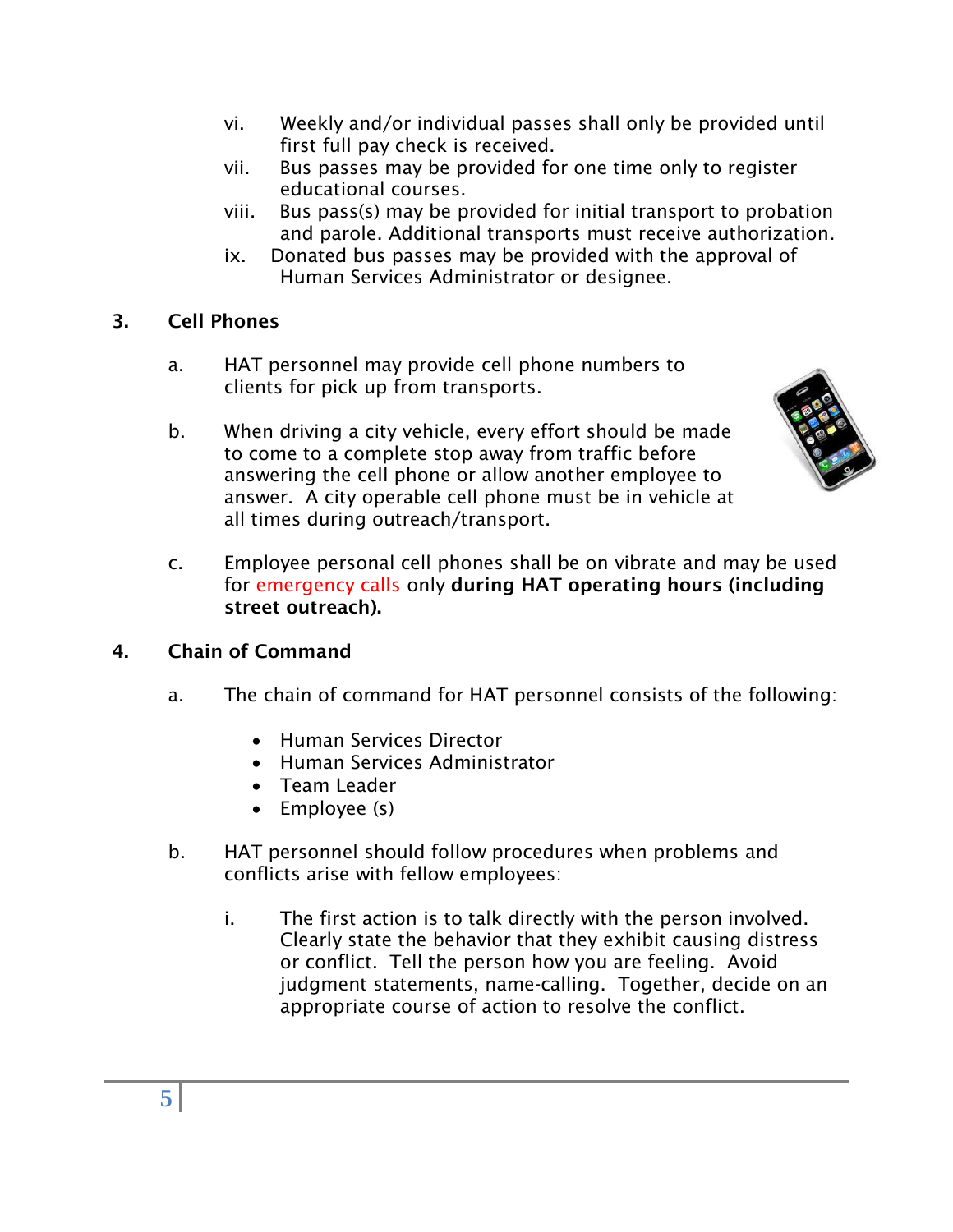vi. Weekly and/or individual passes shall only be provided until first full pay check is received.

vii. Bus passes may be provided for one time only to register educational courses.

viii. Bus pass(s) may be provided for initial transport to probation and parole. Additional transports must receive authorization.

ix. Donated bus passes may be provided with the approval of Human Services Administrator or designee.

### 3. Cell Phones

a. HAT personnel may provide cell phone numbers to clients for pick up from transports.

b. When driving a city vehicle, every effort should be made to come to a complete stop away from traffic before answering the cell phone or allow another employee to answer. A city operable cell phone must be in vehicle at all times during outreach/transport.

c. Employee personal cell phones shall be on vibrate and may be used for emergency calls only **during HAT operating hours (including street outreach).**

### 4. Chain of Command

a. The chain of command for HAT personnel consists of the following:

- Human Services Director
- Human Services Administrator
- Team Leader
- Employee (s)

b. HAT personnel should follow procedures when problems and conflicts arise with fellow employees:

i. The first action is to talk directly with the person involved. Clearly state the behavior that they exhibit causing distress or conflict. Tell the person how you are feeling. Avoid judgment statements, name-calling. Together, decide on an appropriate course of action to resolve the conflict.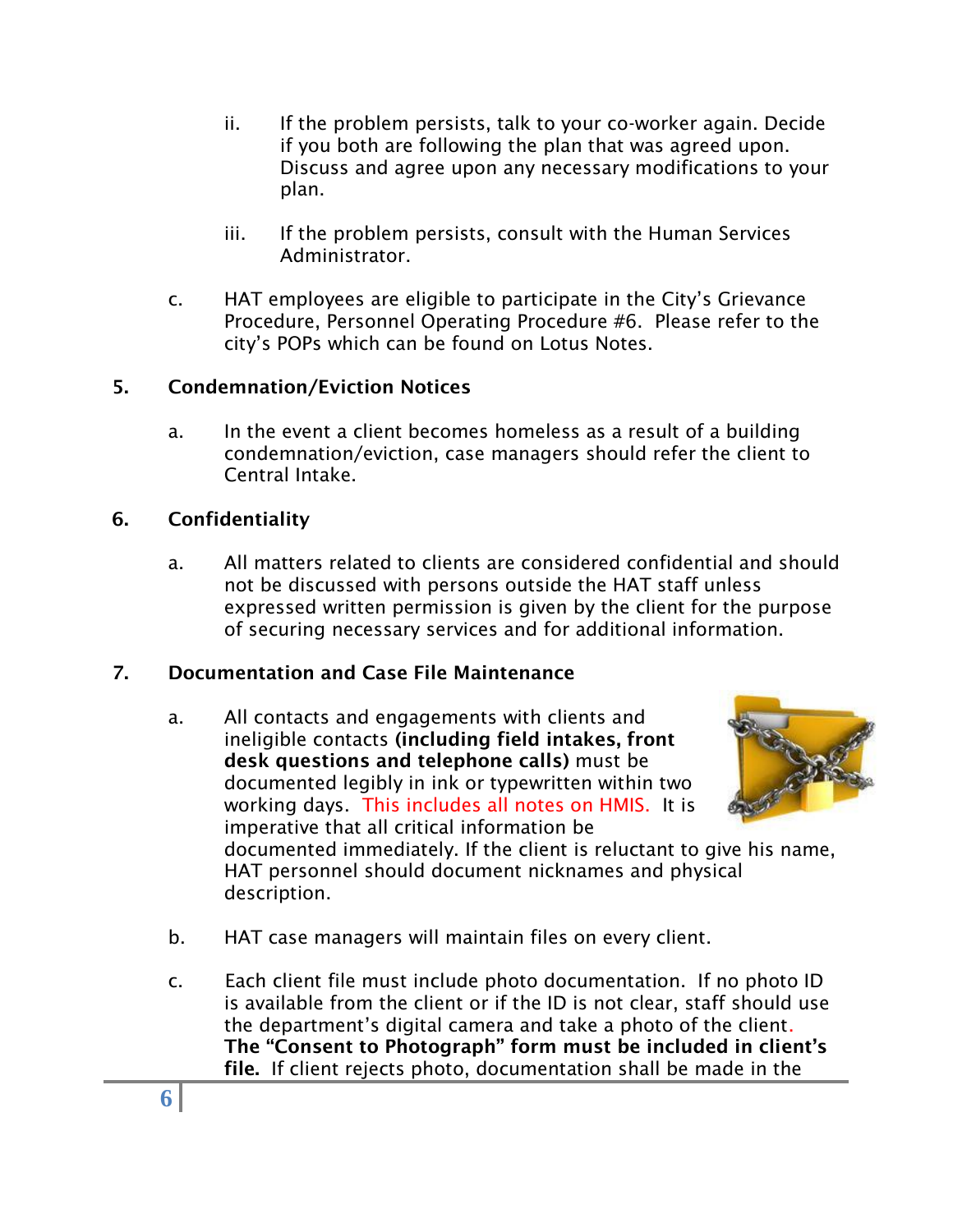ii. If the problem persists, talk to your co-worker again. Decide if you both are following the plan that was agreed upon. Discuss and agree upon any necessary modifications to your plan.

iii. If the problem persists, consult with the Human Services Administrator.

c. HAT employees are eligible to participate in the City's Grievance Procedure, Personnel Operating Procedure #6. Please refer to the city's POPs which can be found on Lotus Notes.

## 5. Condemnation/Eviction Notices

a. In the event a client becomes homeless as a result of a building condemnation/eviction, case managers should refer the client to Central Intake.

## 6. Confidentiality

a. All matters related to clients are considered confidential and should not be discussed with persons outside the HAT staff unless expressed written permission is given by the client for the purpose of securing necessary services and for additional information.

## 7. Documentation and Case File Maintenance

a. All contacts and engagements with clients and ineligible contacts **(including field intakes, front desk questions and telephone calls)** must be documented legibly in ink or typewritten within two working days. This includes all notes on HMIS. It is imperative that all critical information be documented immediately. If the client is reluctant to give his name, HAT personnel should document nicknames and physical description.

b. HAT case managers will maintain files on every client.

c. Each client file must include photo documentation. If no photo ID is available from the client or if the ID is not clear, staff should use the department's digital camera and take a photo of the client. **The "Consent to Photograph" form must be included in client's file.** If client rejects photo, documentation shall be made in the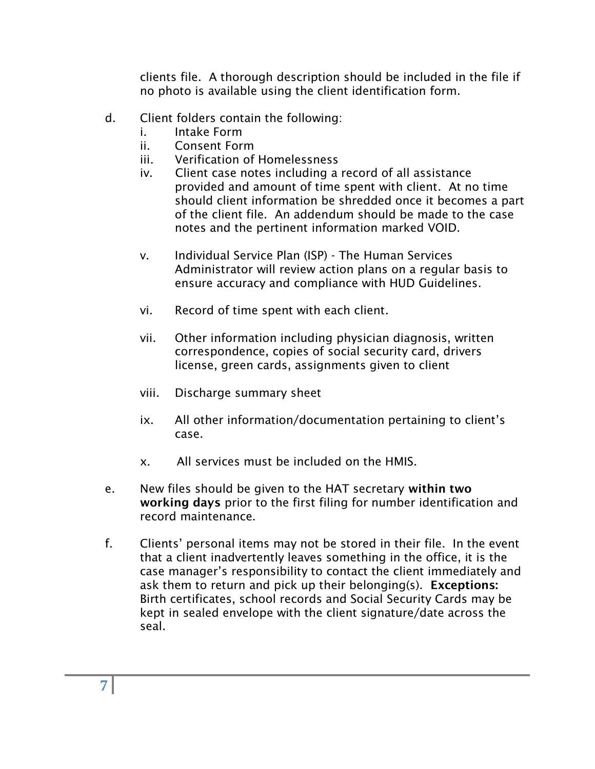clients file. A thorough description should be included in the file if no photo is available using the client identification form.

d. Client folders contain the following:
   i. Intake Form
   ii. Consent Form
   iii. Verification of Homelessness
   iv. Client case notes including a record of all assistance provided and amount of time spent with client. At no time should client information be shredded once it becomes a part of the client file. An addendum should be made to the case notes and the pertinent information marked VOID.

   v. Individual Service Plan (ISP) - The Human Services Administrator will review action plans on a regular basis to ensure accuracy and compliance with HUD Guidelines.

   vi. Record of time spent with each client.

   vii. Other information including physician diagnosis, written correspondence, copies of social security card, drivers license, green cards, assignments given to client

   viii. Discharge summary sheet

   ix. All other information/documentation pertaining to client's case.

   x. All services must be included on the HMIS.

e. New files should be given to the HAT secretary **within two working days** prior to the first filing for number identification and record maintenance.

f. Clients' personal items may not be stored in their file. In the event that a client inadvertently leaves something in the office, it is the case manager's responsibility to contact the client immediately and ask them to return and pick up their belonging(s). **Exceptions:** Birth certificates, school records and Social Security Cards may be kept in sealed envelope with the client signature/date across the seal.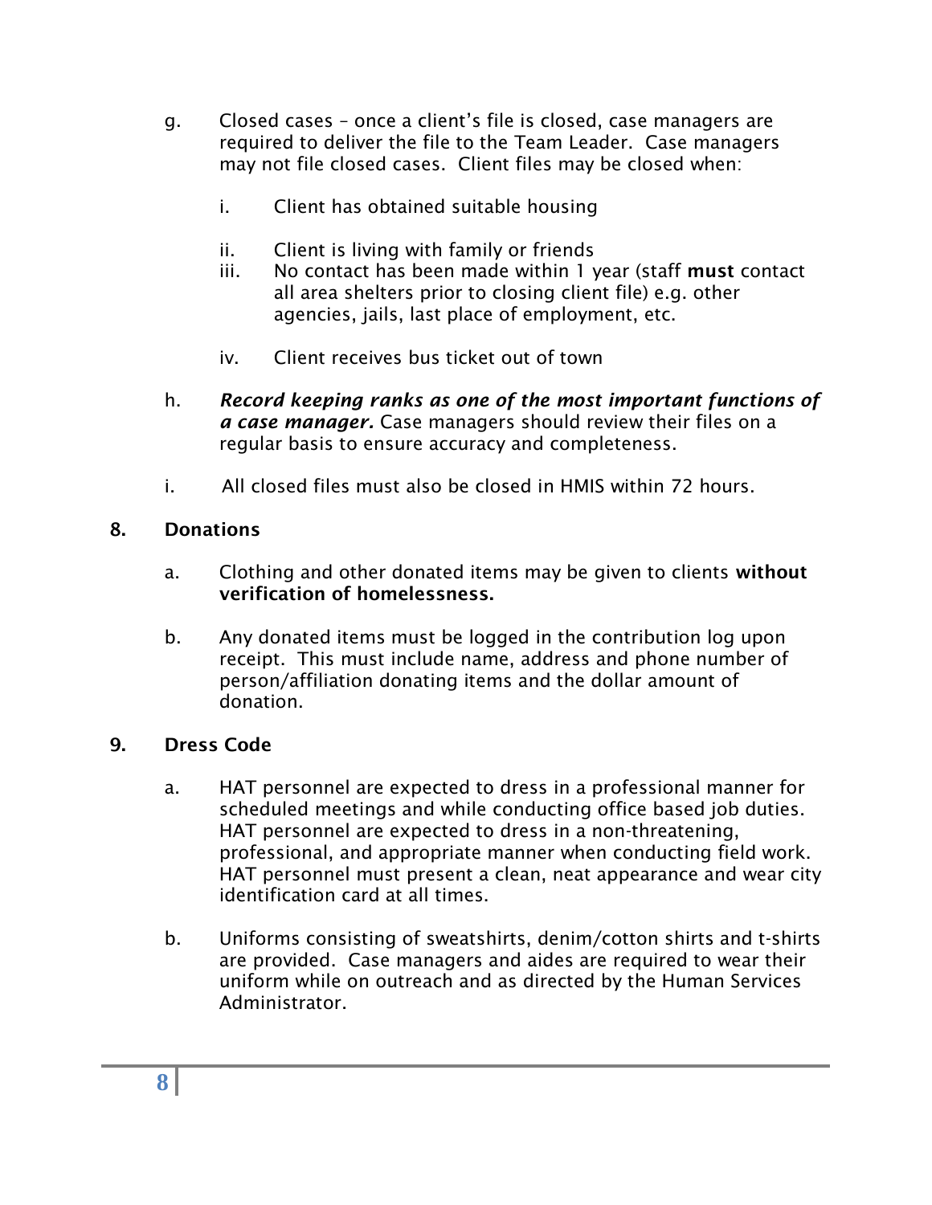g. Closed cases – once a client's file is closed, case managers are required to deliver the file to the Team Leader. Case managers may not file closed cases. Client files may be closed when:

   i. Client has obtained suitable housing

   ii. Client is living with family or friends

   iii. No contact has been made within 1 year (staff **must** contact all area shelters prior to closing client file) e.g. other agencies, jails, last place of employment, etc.

   iv. Client receives bus ticket out of town

h. ***Record keeping ranks as one of the most important functions of a case manager.*** Case managers should review their files on a regular basis to ensure accuracy and completeness.

i. All closed files must also be closed in HMIS within 72 hours.

## 8. Donations

a. Clothing and other donated items may be given to clients **without verification of homelessness.**

b. Any donated items must be logged in the contribution log upon receipt. This must include name, address and phone number of person/affiliation donating items and the dollar amount of donation.

## 9. Dress Code

a. HAT personnel are expected to dress in a professional manner for scheduled meetings and while conducting office based job duties. HAT personnel are expected to dress in a non-threatening, professional, and appropriate manner when conducting field work. HAT personnel must present a clean, neat appearance and wear city identification card at all times.

b. Uniforms consisting of sweatshirts, denim/cotton shirts and t-shirts are provided. Case managers and aides are required to wear their uniform while on outreach and as directed by the Human Services Administrator.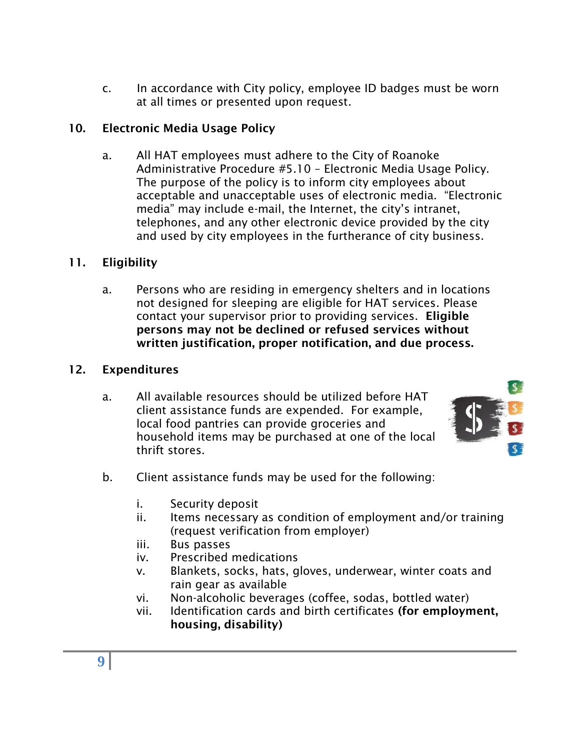c. In accordance with City policy, employee ID badges must be worn at all times or presented upon request.

## 10. Electronic Media Usage Policy

a. All HAT employees must adhere to the City of Roanoke Administrative Procedure #5.10 – Electronic Media Usage Policy. The purpose of the policy is to inform city employees about acceptable and unacceptable uses of electronic media. "Electronic media" may include e-mail, the Internet, the city's intranet, telephones, and any other electronic device provided by the city and used by city employees in the furtherance of city business.

## 11. Eligibility

a. Persons who are residing in emergency shelters and in locations not designed for sleeping are eligible for HAT services. Please contact your supervisor prior to providing services. **Eligible persons may not be declined or refused services without written justification, proper notification, and due process.**

## 12. Expenditures

a. All available resources should be utilized before HAT client assistance funds are expended. For example, local food pantries can provide groceries and household items may be purchased at one of the local thrift stores.

b. Client assistance funds may be used for the following:

   i. Security deposit
   ii. Items necessary as condition of employment and/or training (request verification from employer)
   iii. Bus passes
   iv. Prescribed medications
   v. Blankets, socks, hats, gloves, underwear, winter coats and rain gear as available
   vi. Non-alcoholic beverages (coffee, sodas, bottled water)
   vii. Identification cards and birth certificates **(for employment, housing, disability)**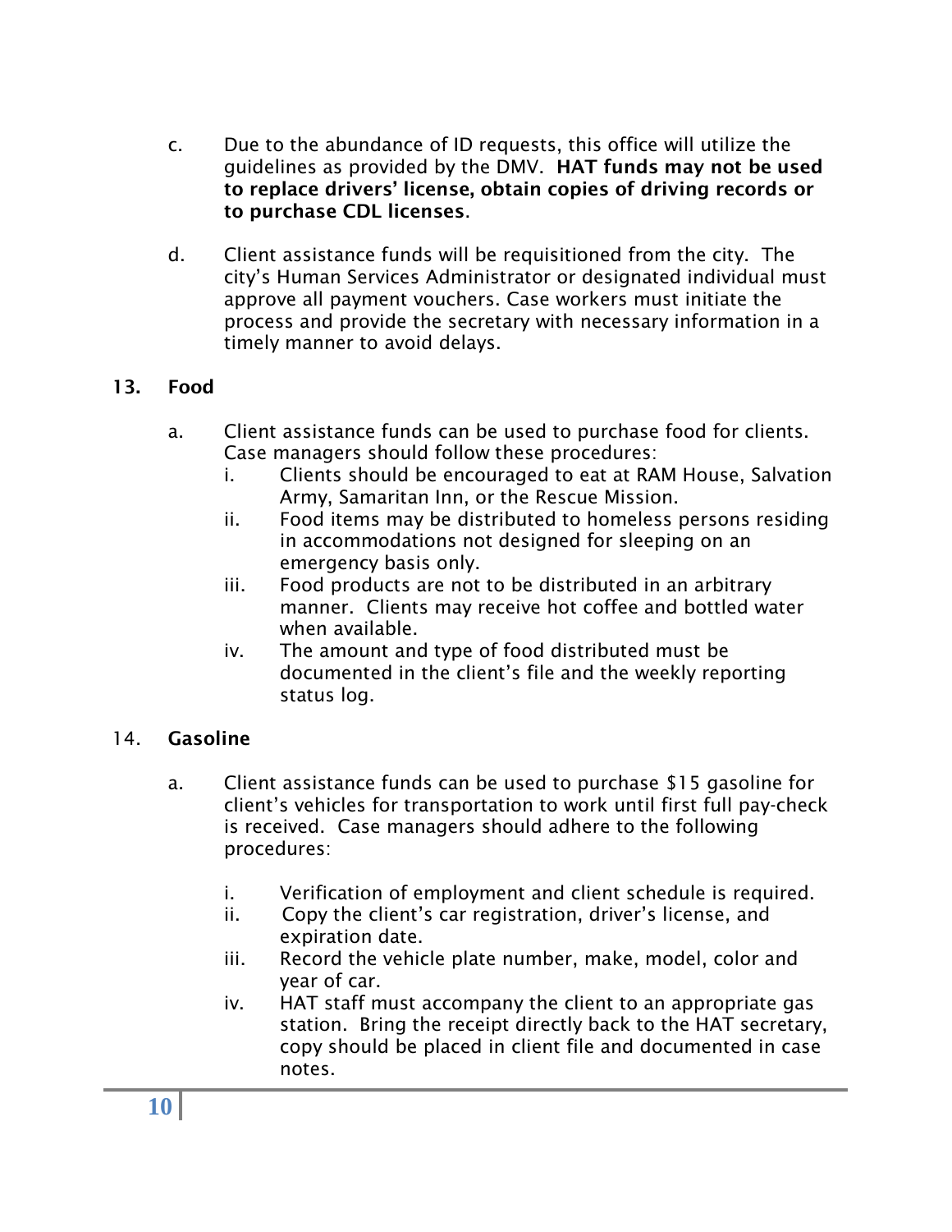c. Due to the abundance of ID requests, this office will utilize the guidelines as provided by the DMV. **HAT funds may not be used to replace drivers' license, obtain copies of driving records or to purchase CDL licenses**.

d. Client assistance funds will be requisitioned from the city. The city's Human Services Administrator or designated individual must approve all payment vouchers. Case workers must initiate the process and provide the secretary with necessary information in a timely manner to avoid delays.

**13. Food**

a. Client assistance funds can be used to purchase food for clients. Case managers should follow these procedures:
   - i. Clients should be encouraged to eat at RAM House, Salvation Army, Samaritan Inn, or the Rescue Mission.
   - ii. Food items may be distributed to homeless persons residing in accommodations not designed for sleeping on an emergency basis only.
   - iii. Food products are not to be distributed in an arbitrary manner. Clients may receive hot coffee and bottled water when available.
   - iv. The amount and type of food distributed must be documented in the client's file and the weekly reporting status log.

14. **Gasoline**

a. Client assistance funds can be used to purchase $15 gasoline for client's vehicles for transportation to work until first full pay-check is received. Case managers should adhere to the following procedures:
   - i. Verification of employment and client schedule is required.
   - ii. Copy the client's car registration, driver's license, and expiration date.
   - iii. Record the vehicle plate number, make, model, color and year of car.
   - iv. HAT staff must accompany the client to an appropriate gas station. Bring the receipt directly back to the HAT secretary, copy should be placed in client file and documented in case notes.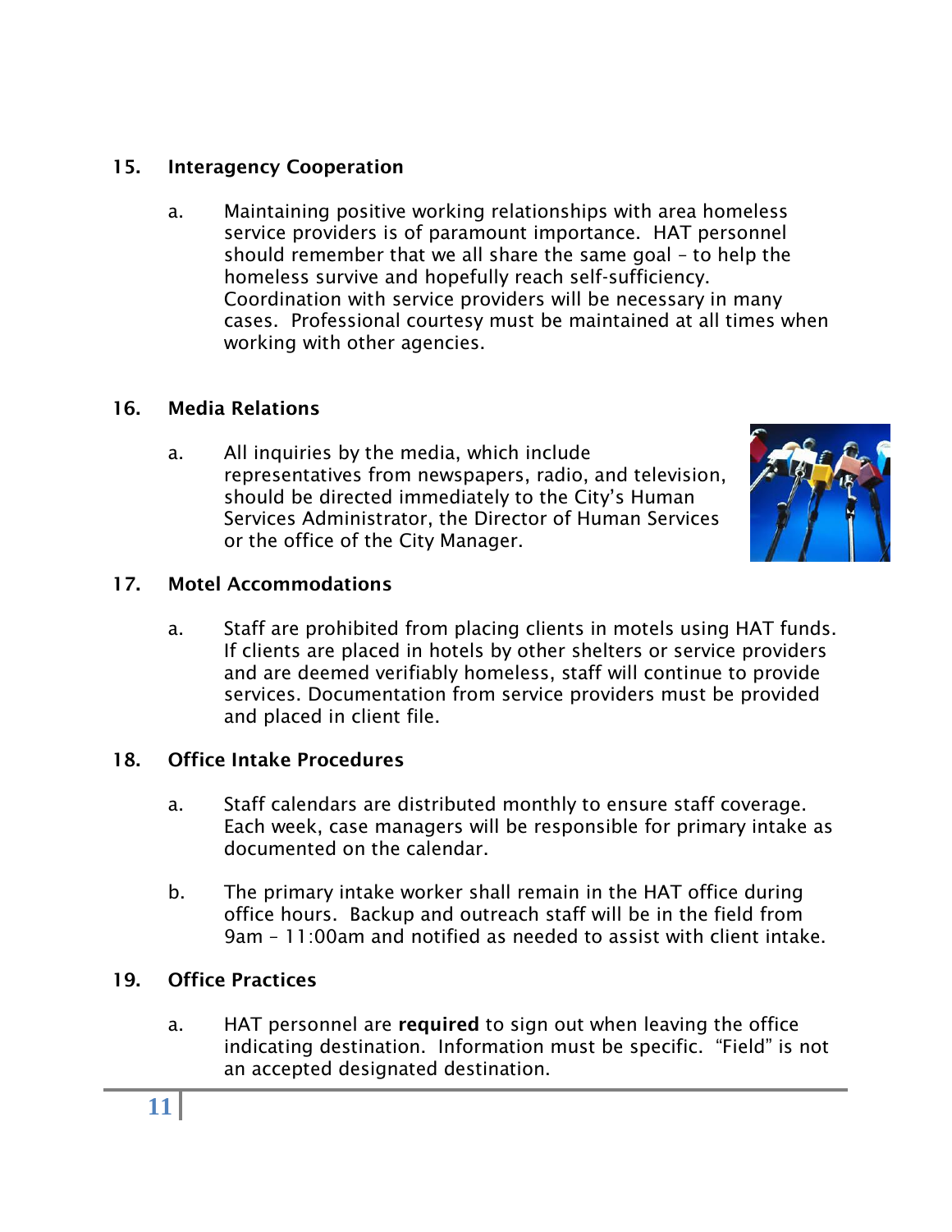## 15. Interagency Cooperation

a. Maintaining positive working relationships with area homeless service providers is of paramount importance. HAT personnel should remember that we all share the same goal – to help the homeless survive and hopefully reach self-sufficiency. Coordination with service providers will be necessary in many cases. Professional courtesy must be maintained at all times when working with other agencies.

## 16. Media Relations

a. All inquiries by the media, which include representatives from newspapers, radio, and television, should be directed immediately to the City's Human Services Administrator, the Director of Human Services or the office of the City Manager.

## 17. Motel Accommodations

a. Staff are prohibited from placing clients in motels using HAT funds. If clients are placed in hotels by other shelters or service providers and are deemed verifiably homeless, staff will continue to provide services. Documentation from service providers must be provided and placed in client file.

## 18. Office Intake Procedures

a. Staff calendars are distributed monthly to ensure staff coverage. Each week, case managers will be responsible for primary intake as documented on the calendar.

b. The primary intake worker shall remain in the HAT office during office hours. Backup and outreach staff will be in the field from 9am – 11:00am and notified as needed to assist with client intake.

## 19. Office Practices

a. HAT personnel are **required** to sign out when leaving the office indicating destination. Information must be specific. "Field" is not an accepted designated destination.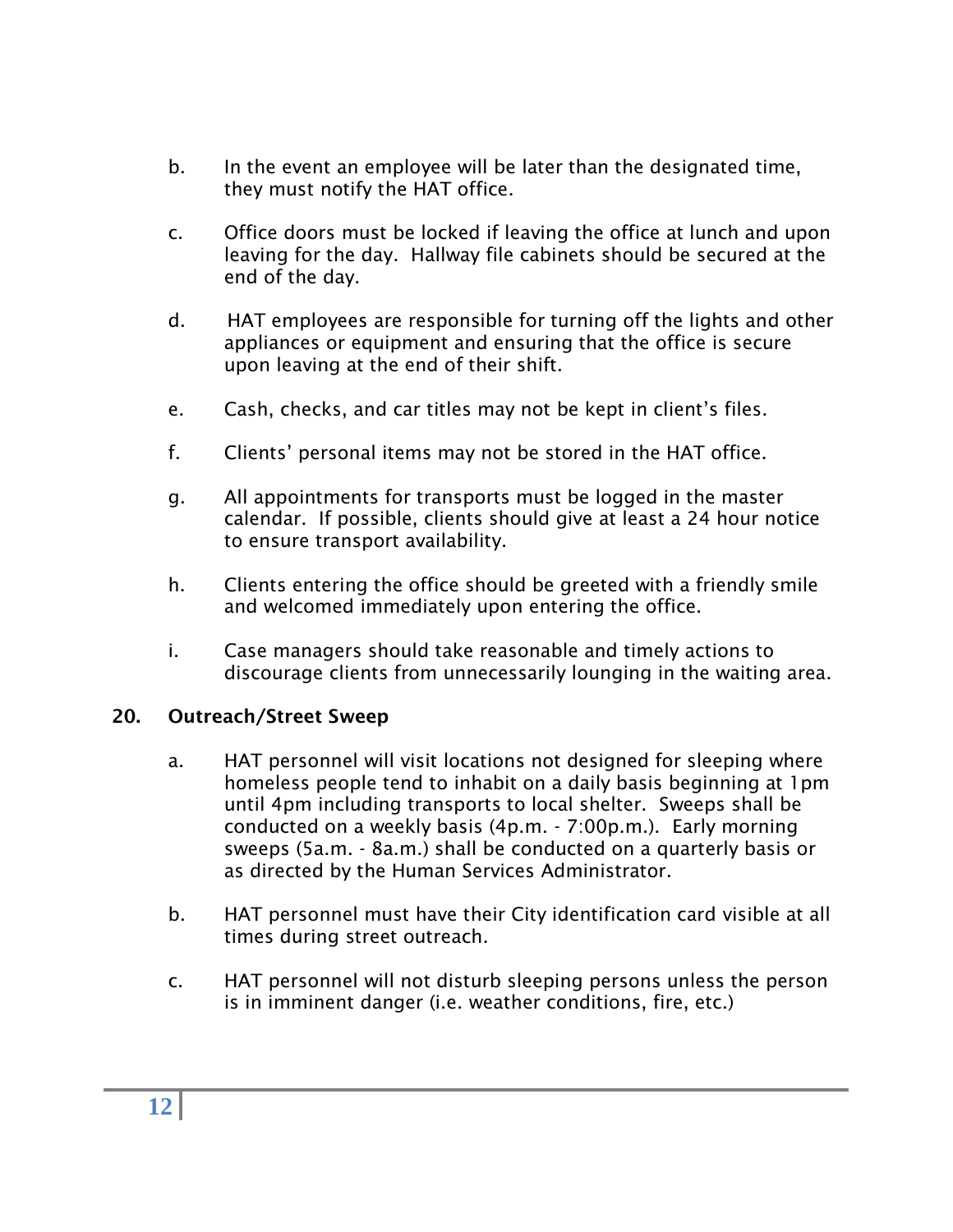b. In the event an employee will be later than the designated time, they must notify the HAT office.

c. Office doors must be locked if leaving the office at lunch and upon leaving for the day. Hallway file cabinets should be secured at the end of the day.

d. HAT employees are responsible for turning off the lights and other appliances or equipment and ensuring that the office is secure upon leaving at the end of their shift.

e. Cash, checks, and car titles may not be kept in client's files.

f. Clients' personal items may not be stored in the HAT office.

g. All appointments for transports must be logged in the master calendar. If possible, clients should give at least a 24 hour notice to ensure transport availability.

h. Clients entering the office should be greeted with a friendly smile and welcomed immediately upon entering the office.

i. Case managers should take reasonable and timely actions to discourage clients from unnecessarily lounging in the waiting area.

## 20. Outreach/Street Sweep

a. HAT personnel will visit locations not designed for sleeping where homeless people tend to inhabit on a daily basis beginning at 1pm until 4pm including transports to local shelter. Sweeps shall be conducted on a weekly basis (4p.m. - 7:00p.m.). Early morning sweeps (5a.m. - 8a.m.) shall be conducted on a quarterly basis or as directed by the Human Services Administrator.

b. HAT personnel must have their City identification card visible at all times during street outreach.

c. HAT personnel will not disturb sleeping persons unless the person is in imminent danger (i.e. weather conditions, fire, etc.)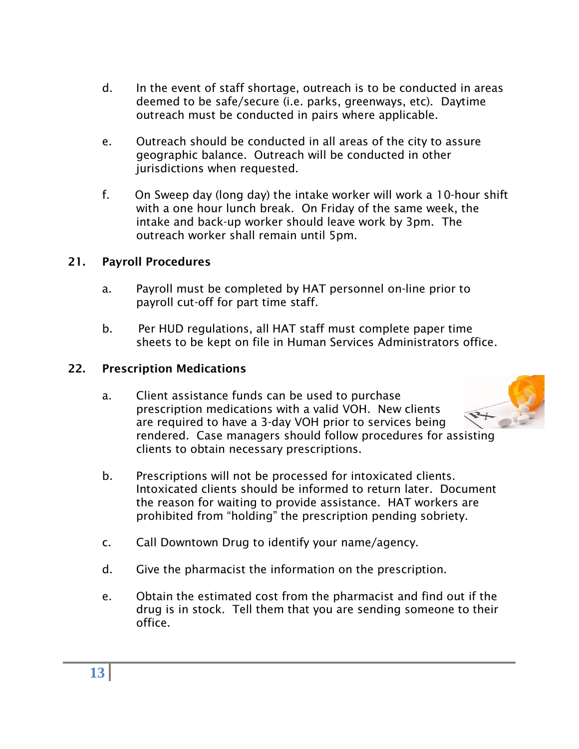d. In the event of staff shortage, outreach is to be conducted in areas deemed to be safe/secure (i.e. parks, greenways, etc). Daytime outreach must be conducted in pairs where applicable.

e. Outreach should be conducted in all areas of the city to assure geographic balance. Outreach will be conducted in other jurisdictions when requested.

f. On Sweep day (long day) the intake worker will work a 10-hour shift with a one hour lunch break. On Friday of the same week, the intake and back-up worker should leave work by 3pm. The outreach worker shall remain until 5pm.

## 21. Payroll Procedures

a. Payroll must be completed by HAT personnel on-line prior to payroll cut-off for part time staff.

b. Per HUD regulations, all HAT staff must complete paper time sheets to be kept on file in Human Services Administrators office.

## 22. Prescription Medications

a. Client assistance funds can be used to purchase prescription medications with a valid VOH. New clients are required to have a 3-day VOH prior to services being rendered. Case managers should follow procedures for assisting clients to obtain necessary prescriptions.

b. Prescriptions will not be processed for intoxicated clients. Intoxicated clients should be informed to return later. Document the reason for waiting to provide assistance. HAT workers are prohibited from "holding" the prescription pending sobriety.

c. Call Downtown Drug to identify your name/agency.

d. Give the pharmacist the information on the prescription.

e. Obtain the estimated cost from the pharmacist and find out if the drug is in stock. Tell them that you are sending someone to their office.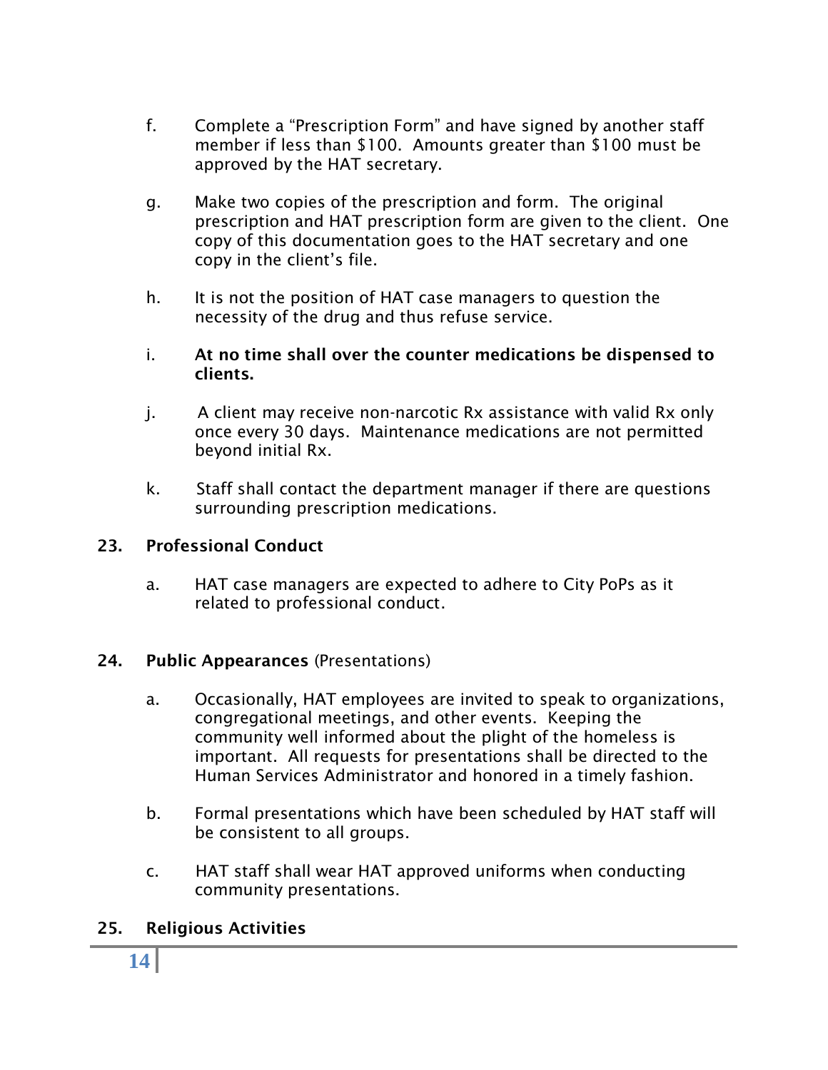f. Complete a “Prescription Form” and have signed by another staff member if less than $100. Amounts greater than $100 must be approved by the HAT secretary.

g. Make two copies of the prescription and form. The original prescription and HAT prescription form are given to the client. One copy of this documentation goes to the HAT secretary and one copy in the client’s file.

h. It is not the position of HAT case managers to question the necessity of the drug and thus refuse service.

i. **At no time shall over the counter medications be dispensed to clients.**

j. A client may receive non-narcotic Rx assistance with valid Rx only once every 30 days. Maintenance medications are not permitted beyond initial Rx.

k. Staff shall contact the department manager if there are questions surrounding prescription medications.

**23. Professional Conduct**

a. HAT case managers are expected to adhere to City PoPs as it related to professional conduct.

**24. Public Appearances** (Presentations)

a. Occasionally, HAT employees are invited to speak to organizations, congregational meetings, and other events. Keeping the community well informed about the plight of the homeless is important. All requests for presentations shall be directed to the Human Services Administrator and honored in a timely fashion.

b. Formal presentations which have been scheduled by HAT staff will be consistent to all groups.

c. HAT staff shall wear HAT approved uniforms when conducting community presentations.

**25. Religious Activities**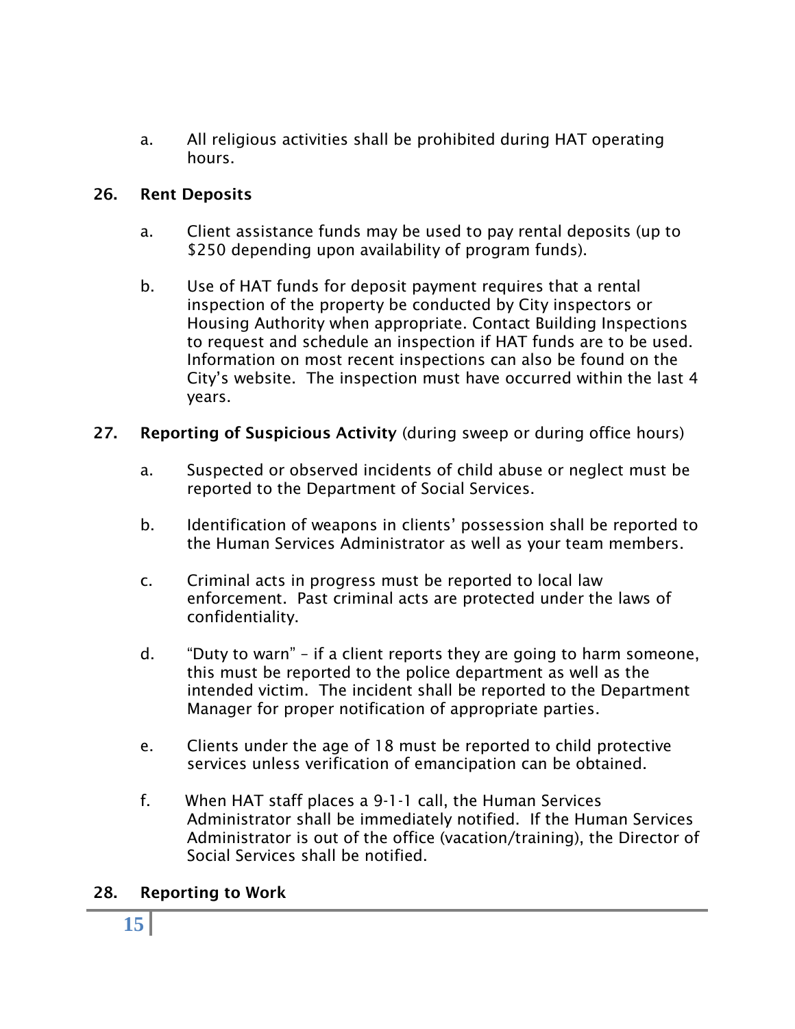a. All religious activities shall be prohibited during HAT operating hours.

**26. Rent Deposits**

a. Client assistance funds may be used to pay rental deposits (up to $250 depending upon availability of program funds).

b. Use of HAT funds for deposit payment requires that a rental inspection of the property be conducted by City inspectors or Housing Authority when appropriate. Contact Building Inspections to request and schedule an inspection if HAT funds are to be used. Information on most recent inspections can also be found on the City's website. The inspection must have occurred within the last 4 years.

**27. Reporting of Suspicious Activity** (during sweep or during office hours)

a. Suspected or observed incidents of child abuse or neglect must be reported to the Department of Social Services.

b. Identification of weapons in clients' possession shall be reported to the Human Services Administrator as well as your team members.

c. Criminal acts in progress must be reported to local law enforcement. Past criminal acts are protected under the laws of confidentiality.

d. "Duty to warn" – if a client reports they are going to harm someone, this must be reported to the police department as well as the intended victim. The incident shall be reported to the Department Manager for proper notification of appropriate parties.

e. Clients under the age of 18 must be reported to child protective services unless verification of emancipation can be obtained.

f. When HAT staff places a 9-1-1 call, the Human Services Administrator shall be immediately notified. If the Human Services Administrator is out of the office (vacation/training), the Director of Social Services shall be notified.

**28. Reporting to Work**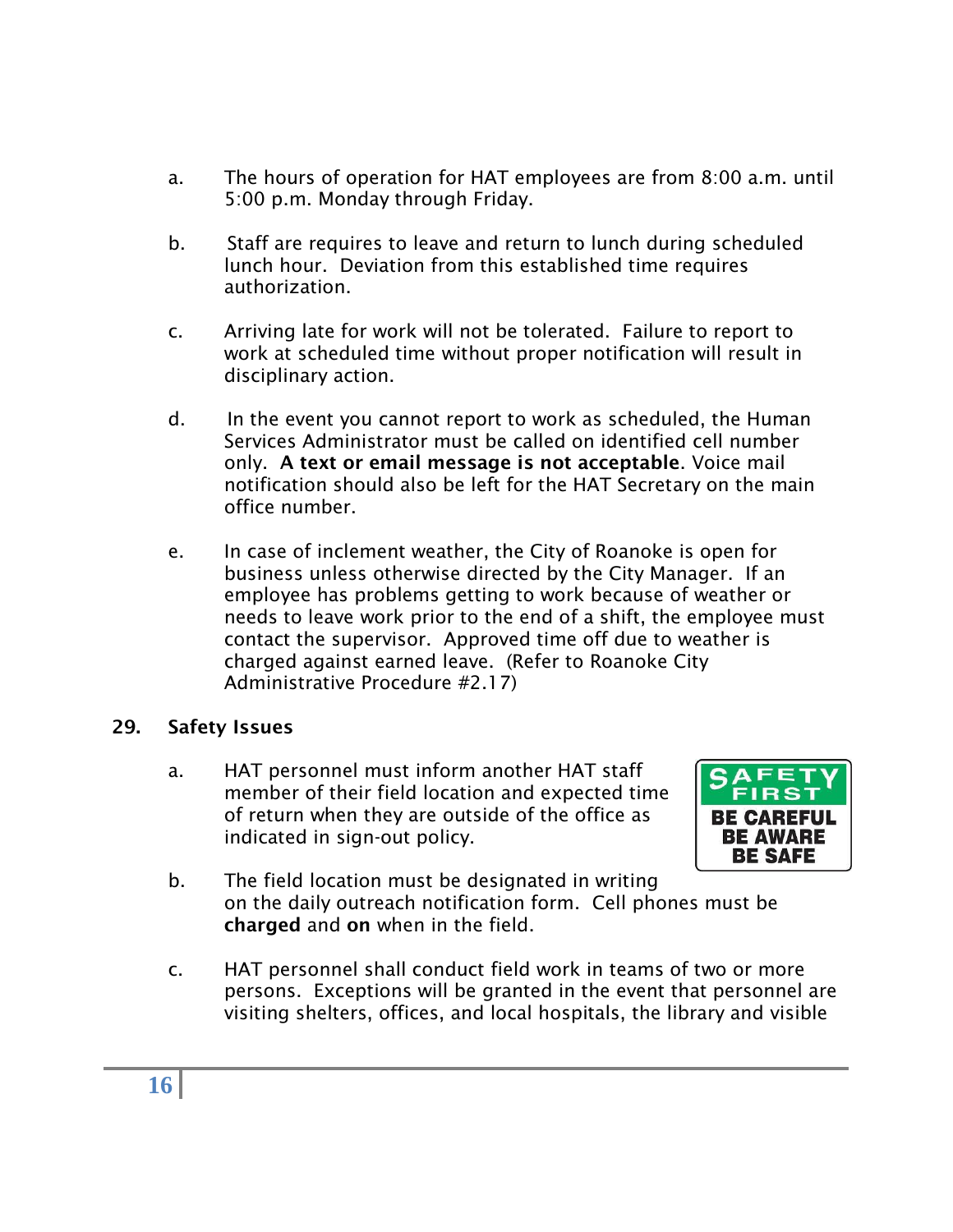a. The hours of operation for HAT employees are from 8:00 a.m. until 5:00 p.m. Monday through Friday.

b. Staff are requires to leave and return to lunch during scheduled lunch hour. Deviation from this established time requires authorization.

c. Arriving late for work will not be tolerated. Failure to report to work at scheduled time without proper notification will result in disciplinary action.

d. In the event you cannot report to work as scheduled, the Human Services Administrator must be called on identified cell number only. **A text or email message is not acceptable**. Voice mail notification should also be left for the HAT Secretary on the main office number.

e. In case of inclement weather, the City of Roanoke is open for business unless otherwise directed by the City Manager. If an employee has problems getting to work because of weather or needs to leave work prior to the end of a shift, the employee must contact the supervisor. Approved time off due to weather is charged against earned leave. (Refer to Roanoke City Administrative Procedure #2.17)

## 29. Safety Issues

a. HAT personnel must inform another HAT staff member of their field location and expected time of return when they are outside of the office as indicated in sign-out policy.

b. The field location must be designated in writing on the daily outreach notification form. Cell phones must be **charged** and **on** when in the field.

c. HAT personnel shall conduct field work in teams of two or more persons. Exceptions will be granted in the event that personnel are visiting shelters, offices, and local hospitals, the library and visible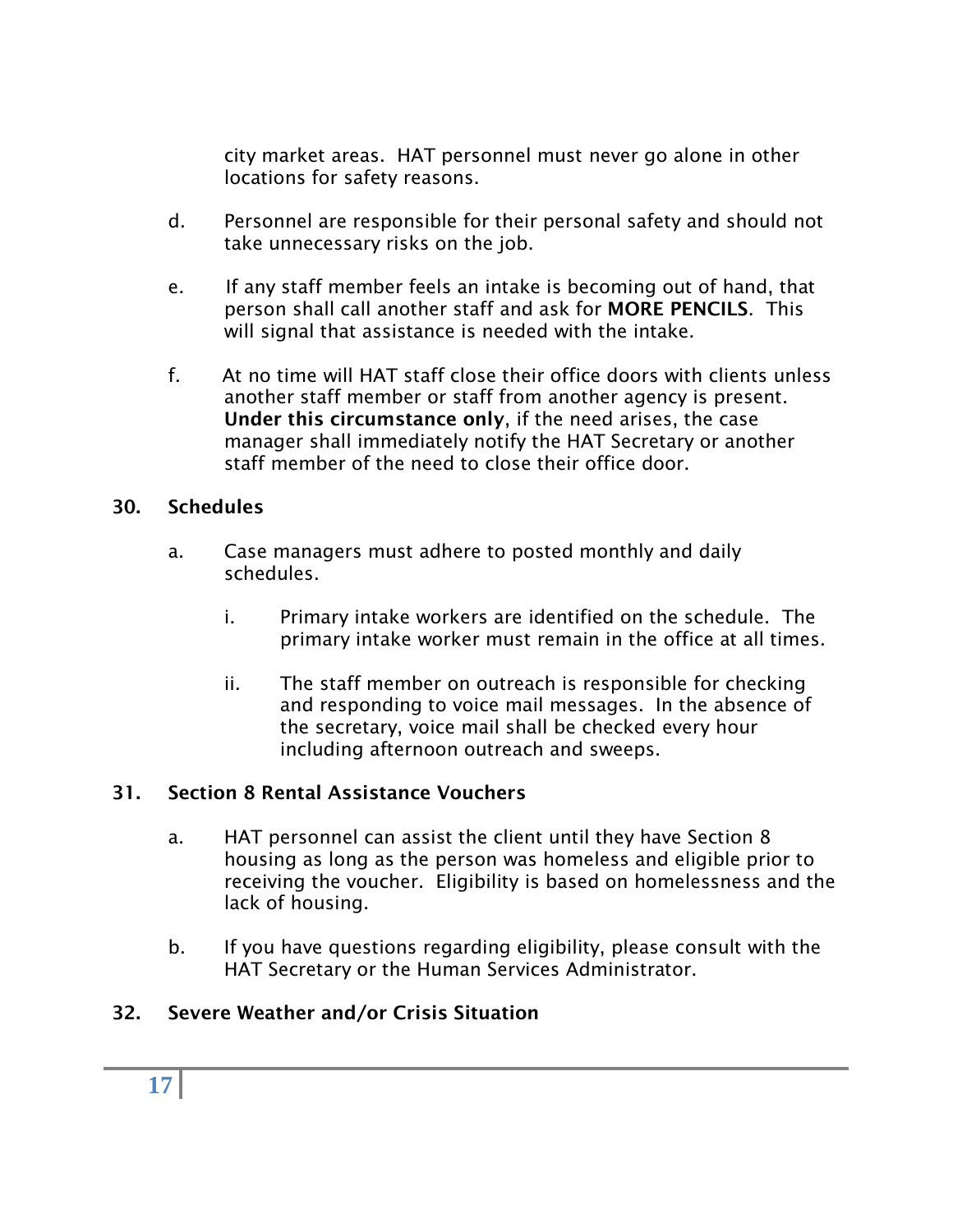city market areas. HAT personnel must never go alone in other locations for safety reasons.

d. Personnel are responsible for their personal safety and should not take unnecessary risks on the job.

e. If any staff member feels an intake is becoming out of hand, that person shall call another staff and ask for **MORE PENCILS**. This will signal that assistance is needed with the intake.

f. At no time will HAT staff close their office doors with clients unless another staff member or staff from another agency is present. **Under this circumstance only**, if the need arises, the case manager shall immediately notify the HAT Secretary or another staff member of the need to close their office door.

## 30. Schedules

a. Case managers must adhere to posted monthly and daily schedules.

   i. Primary intake workers are identified on the schedule. The primary intake worker must remain in the office at all times.

   ii. The staff member on outreach is responsible for checking and responding to voice mail messages. In the absence of the secretary, voice mail shall be checked every hour including afternoon outreach and sweeps.

## 31. Section 8 Rental Assistance Vouchers

a. HAT personnel can assist the client until they have Section 8 housing as long as the person was homeless and eligible prior to receiving the voucher. Eligibility is based on homelessness and the lack of housing.

b. If you have questions regarding eligibility, please consult with the HAT Secretary or the Human Services Administrator.

## 32. Severe Weather and/or Crisis Situation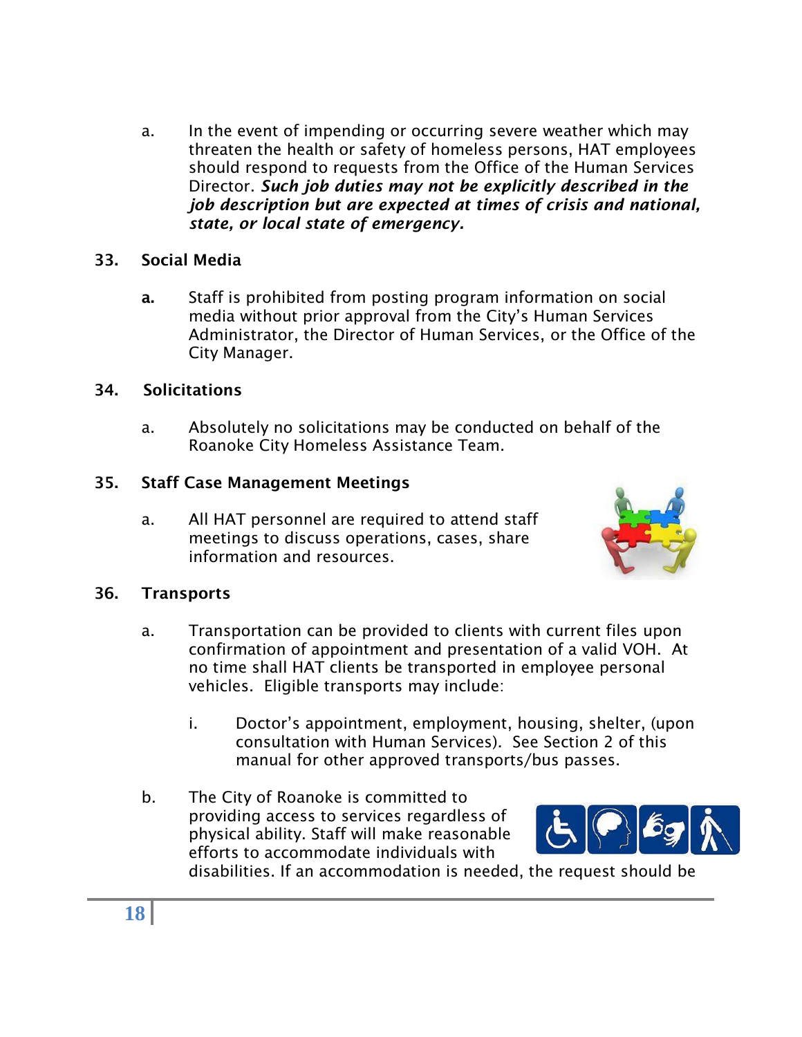a. In the event of impending or occurring severe weather which may threaten the health or safety of homeless persons, HAT employees should respond to requests from the Office of the Human Services Director. ***Such job duties may not be explicitly described in the job description but are expected at times of crisis and national, state, or local state of emergency.***

## 33. Social Media

**a.** Staff is prohibited from posting program information on social media without prior approval from the City's Human Services Administrator, the Director of Human Services, or the Office of the City Manager.

## 34. Solicitations

a. Absolutely no solicitations may be conducted on behalf of the Roanoke City Homeless Assistance Team.

## 35. Staff Case Management Meetings

a. All HAT personnel are required to attend staff meetings to discuss operations, cases, share information and resources.

## 36. Transports

a. Transportation can be provided to clients with current files upon confirmation of appointment and presentation of a valid VOH. At no time shall HAT clients be transported in employee personal vehicles. Eligible transports may include:

i. Doctor's appointment, employment, housing, shelter, (upon consultation with Human Services). See Section 2 of this manual for other approved transports/bus passes.

b. The City of Roanoke is committed to providing access to services regardless of physical ability. Staff will make reasonable efforts to accommodate individuals with disabilities. If an accommodation is needed, the request should be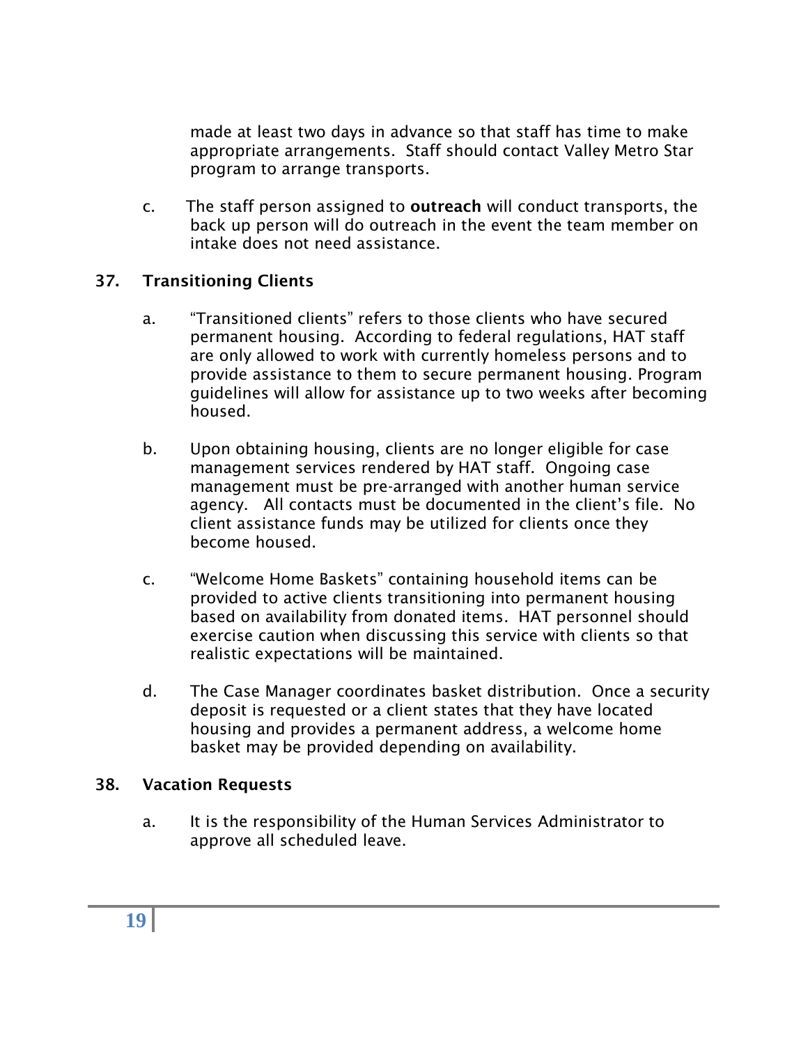made at least two days in advance so that staff has time to make appropriate arrangements. Staff should contact Valley Metro Star program to arrange transports.

c. The staff person assigned to **outreach** will conduct transports, the back up person will do outreach in the event the team member on intake does not need assistance.

## 37. Transitioning Clients

a. "Transitioned clients" refers to those clients who have secured permanent housing. According to federal regulations, HAT staff are only allowed to work with currently homeless persons and to provide assistance to them to secure permanent housing. Program guidelines will allow for assistance up to two weeks after becoming housed.

b. Upon obtaining housing, clients are no longer eligible for case management services rendered by HAT staff. Ongoing case management must be pre-arranged with another human service agency. All contacts must be documented in the client's file. No client assistance funds may be utilized for clients once they become housed.

c. "Welcome Home Baskets" containing household items can be provided to active clients transitioning into permanent housing based on availability from donated items. HAT personnel should exercise caution when discussing this service with clients so that realistic expectations will be maintained.

d. The Case Manager coordinates basket distribution. Once a security deposit is requested or a client states that they have located housing and provides a permanent address, a welcome home basket may be provided depending on availability.

## 38. Vacation Requests

a. It is the responsibility of the Human Services Administrator to approve all scheduled leave.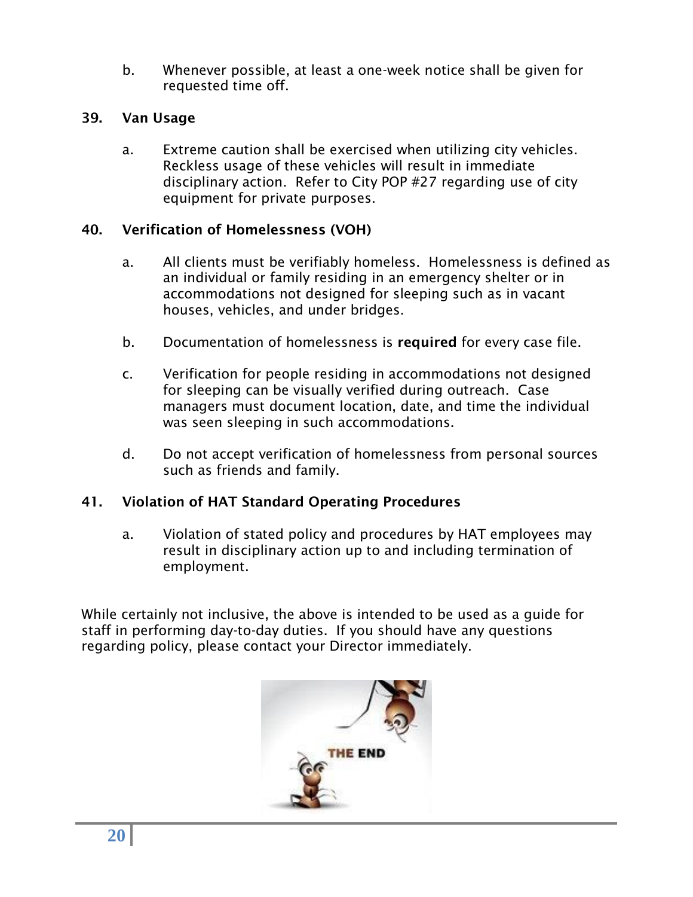b. Whenever possible, at least a one-week notice shall be given for requested time off.

**39. Van Usage**

a. Extreme caution shall be exercised when utilizing city vehicles. Reckless usage of these vehicles will result in immediate disciplinary action. Refer to City POP #27 regarding use of city equipment for private purposes.

**40. Verification of Homelessness (VOH)**

a. All clients must be verifiably homeless. Homelessness is defined as an individual or family residing in an emergency shelter or in accommodations not designed for sleeping such as in vacant houses, vehicles, and under bridges.

b. Documentation of homelessness is **required** for every case file.

c. Verification for people residing in accommodations not designed for sleeping can be visually verified during outreach. Case managers must document location, date, and time the individual was seen sleeping in such accommodations.

d. Do not accept verification of homelessness from personal sources such as friends and family.

**41. Violation of HAT Standard Operating Procedures**

a. Violation of stated policy and procedures by HAT employees may result in disciplinary action up to and including termination of employment.

While certainly not inclusive, the above is intended to be used as a guide for staff in performing day-to-day duties. If you should have any questions regarding policy, please contact your Director immediately.

THE END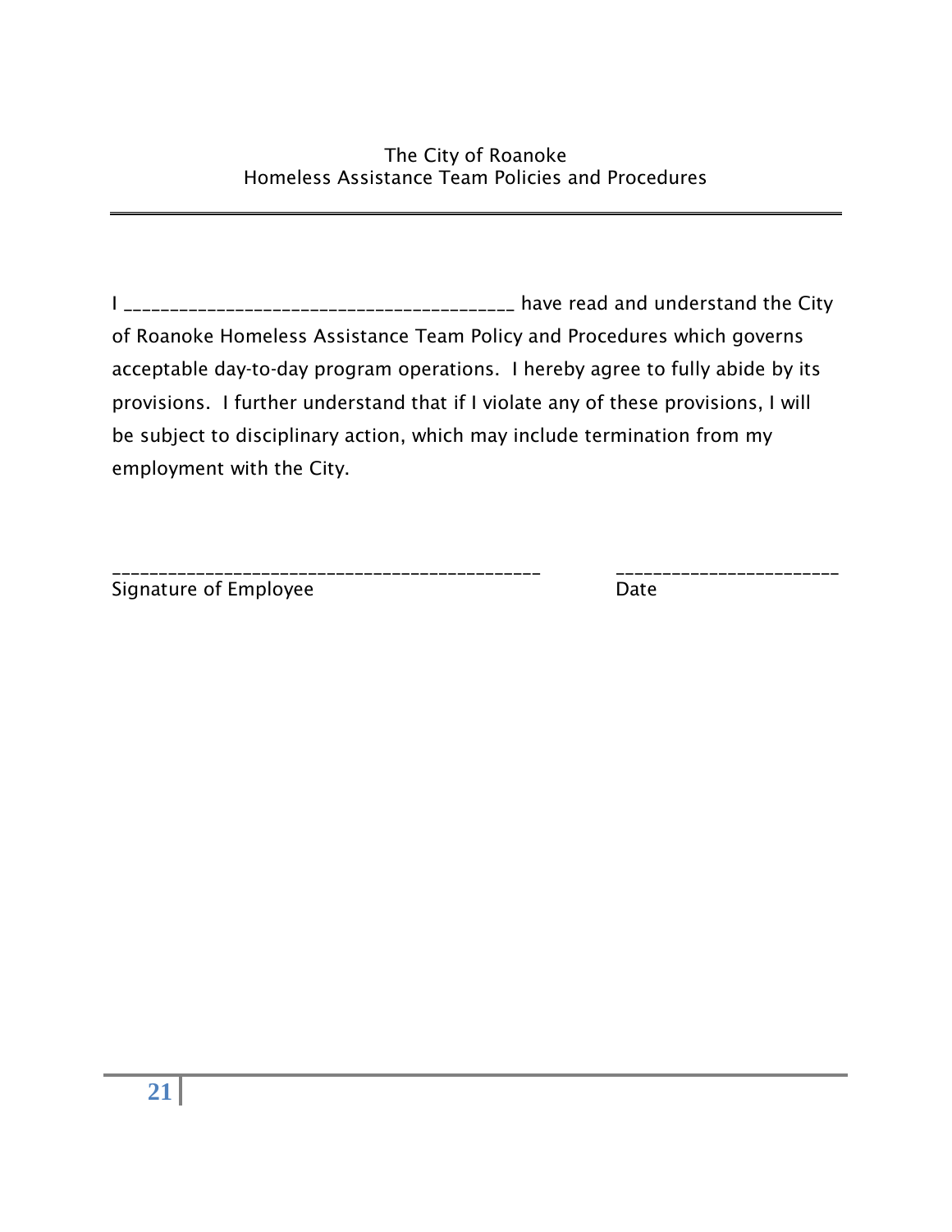I ________________________________________ have read and understand the City of Roanoke Homeless Assistance Team Policy and Procedures which governs acceptable day-to-day program operations. I hereby agree to fully abide by its provisions. I further understand that if I violate any of these provisions, I will be subject to disciplinary action, which may include termination from my employment with the City.

____________________________________________ ______________________

Signature of Employee Date